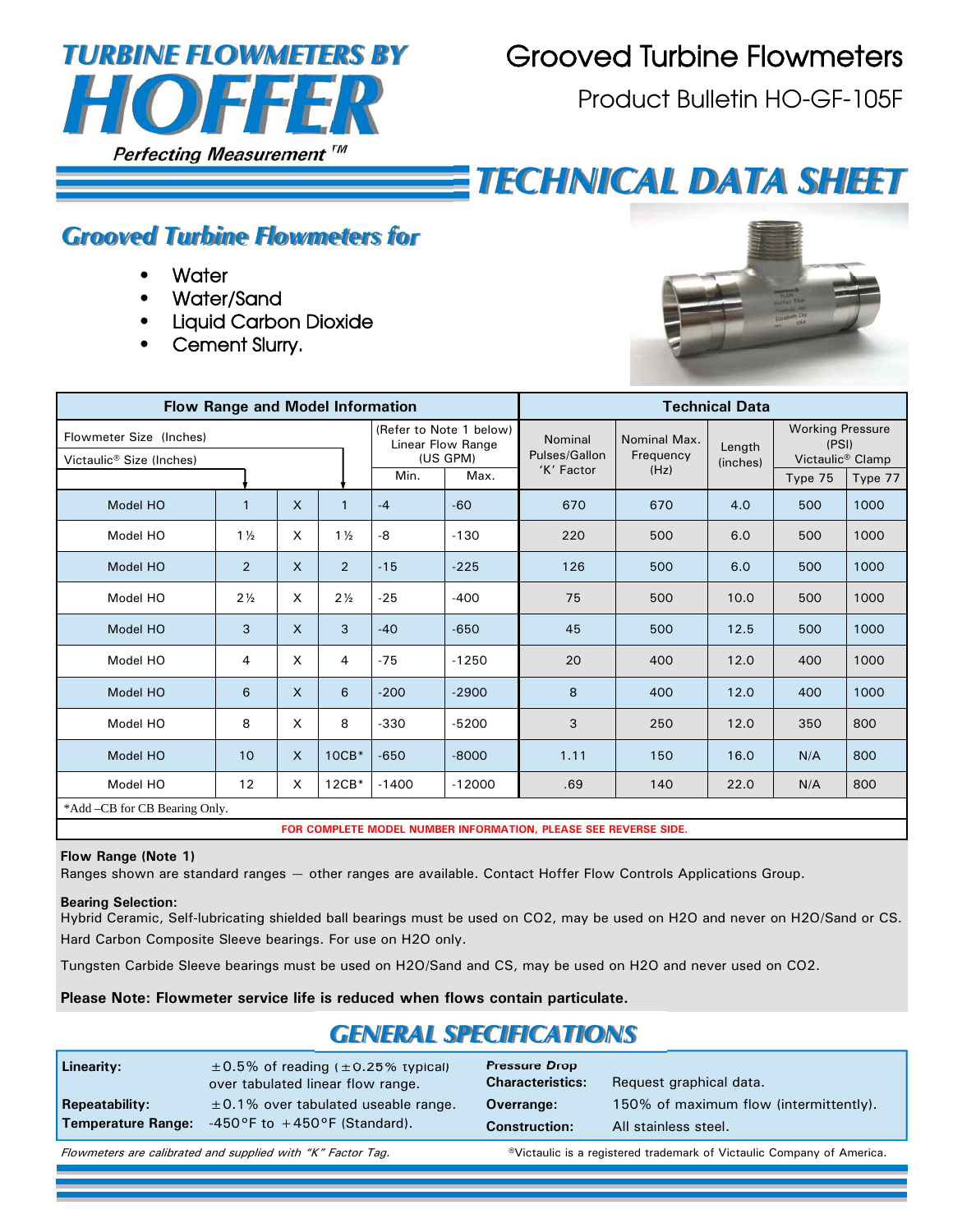# TURBINE FLOWMETERS BY HOFFER

*Perfecting Measurement™*

# Grooved Turbine Flowmeters

Product Bulletin HO-GF-105F

# TECHNICAL DATA SHEET

## Grooved Turbine Flowmeters for

- Water
- Water/Sand
- Liquid Carbon Dioxide
- Cement Slurry.

| Flow Range and Model Information | | | | | | Technical Data | | | | |
|---|---|---|---|---|---|---|---|---|---|---|
| Flowmeter Size (Inches) / Victaulic® Size (Inches) | | | | (Refer to Note 1 below) Linear Flow Range (US GPM) | | Nominal Pulses/Gallon 'K' Factor | Nominal Max. Frequency (Hz) | Length (inches) | Working Pressure (PSI) Victaulic® Clamp | |
| | | | | Min. | Max. | | | | Type 75 | Type 77 |
| Model HO | 1 | X | 1 | -4 | -60 | 670 | 670 | 4.0 | 500 | 1000 |
| Model HO | 1½ | X | 1½ | -8 | -130 | 220 | 500 | 6.0 | 500 | 1000 |
| Model HO | 2 | X | 2 | -15 | -225 | 126 | 500 | 6.0 | 500 | 1000 |
| Model HO | 2½ | X | 2½ | -25 | -400 | 75 | 500 | 10.0 | 500 | 1000 |
| Model HO | 3 | X | 3 | -40 | -650 | 45 | 500 | 12.5 | 500 | 1000 |
| Model HO | 4 | X | 4 | -75 | -1250 | 20 | 400 | 12.0 | 400 | 1000 |
| Model HO | 6 | X | 6 | -200 | -2900 | 8 | 400 | 12.0 | 400 | 1000 |
| Model HO | 8 | X | 8 | -330 | -5200 | 3 | 250 | 12.0 | 350 | 800 |
| Model HO | 10 | X | 10CB* | -650 | -8000 | 1.11 | 150 | 16.0 | N/A | 800 |
| Model HO | 12 | X | 12CB* | -1400 | -12000 | .69 | 140 | 22.0 | N/A | 800 |

*Add –CB for CB Bearing Only.

**FOR COMPLETE MODEL NUMBER INFORMATION, PLEASE SEE REVERSE SIDE.**

**Flow Range (Note 1)**
Ranges shown are standard ranges — other ranges are available. Contact Hoffer Flow Controls Applications Group.

**Bearing Selection:**
Hybrid Ceramic, Self-lubricating shielded ball bearings must be used on CO2, may be used on H2O and never on H2O/Sand or CS.
Hard Carbon Composite Sleeve bearings. For use on H2O only.

Tungsten Carbide Sleeve bearings must be used on H2O/Sand and CS, may be used on H2O and never used on CO2.

**Please Note: Flowmeter service life is reduced when flows contain particulate.**

## GENERAL SPECIFICATIONS

| | | | |
|---|---|---|---|
| **Linearity:** | ±0.5% of reading (±0.25% typical) over tabulated linear flow range. | **Pressure Drop Characteristics:** | Request graphical data. |
| **Repeatability:** | ±0.1% over tabulated useable range. | **Overrange:** | 150% of maximum flow (intermittently). |
| **Temperature Range:** | -450°F to +450°F (Standard). | **Construction:** | All stainless steel. |

*Flowmeters are calibrated and supplied with "K" Factor Tag.*

®Victaulic is a registered trademark of Victaulic Company of America.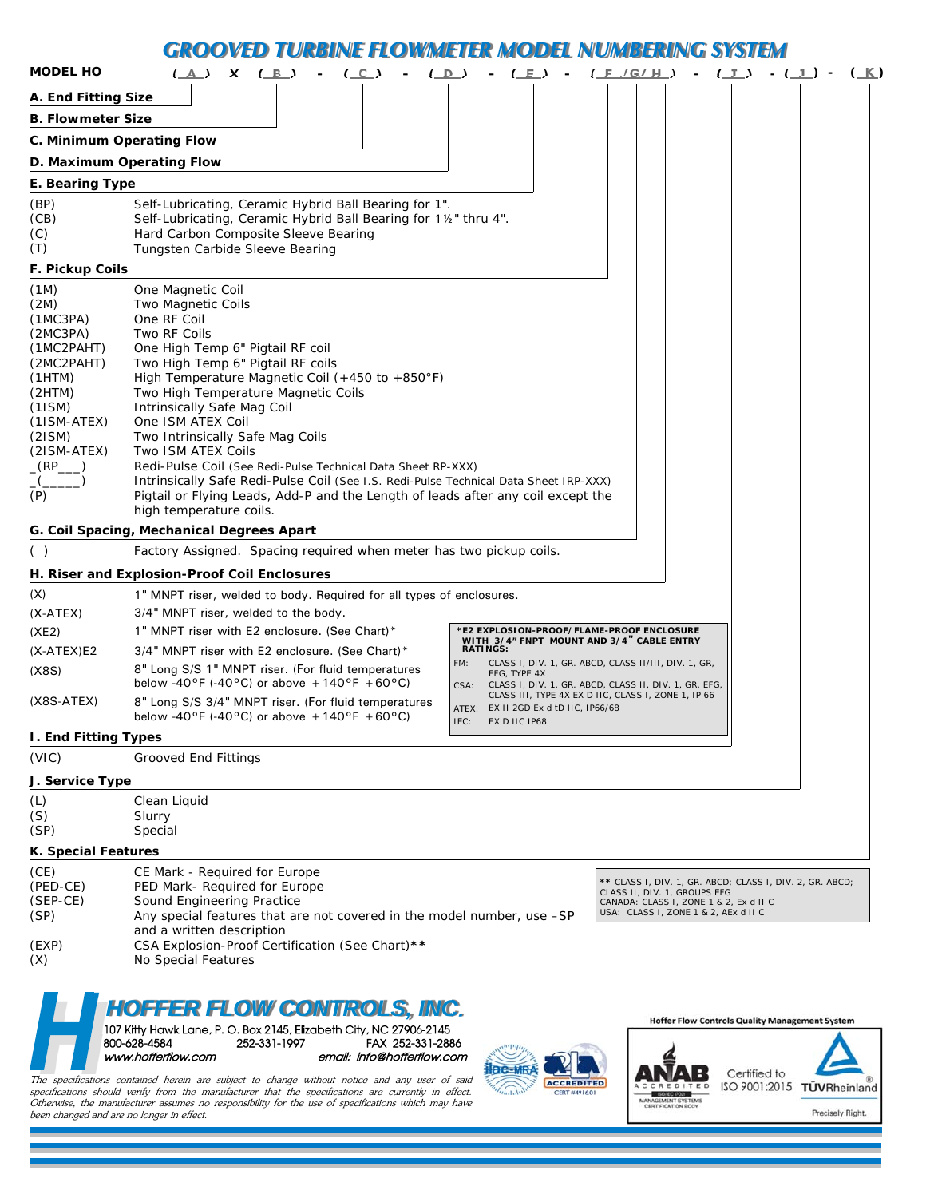# GROOVED TURBINE FLOWMETER MODEL NUMBERING SYSTEM

**MODEL HO** (_A_) X (_B_) - (_C_) - (_D_) - (_E_) - (_F_/G/_H_) - (_I_) - (_J_) - (_K_)

**A. End Fitting Size**

**B. Flowmeter Size**

**C. Minimum Operating Flow**

**D. Maximum Operating Flow**

**E. Bearing Type**

| | |
|---|---|
| (BP) | Self-Lubricating, Ceramic Hybrid Ball Bearing for 1". |
| (CB) | Self-Lubricating, Ceramic Hybrid Ball Bearing for 1½" thru 4". |
| (C) | Hard Carbon Composite Sleeve Bearing |
| (T) | Tungsten Carbide Sleeve Bearing |

**F. Pickup Coils**

| | |
|---|---|
| (1M) | One Magnetic Coil |
| (2M) | Two Magnetic Coils |
| (1MC3PA) | One RF Coil |
| (2MC3PA) | Two RF Coils |
| (1MC2PAHT) | One High Temp 6" Pigtail RF coil |
| (2MC2PAHT) | Two High Temp 6" Pigtail RF coils |
| (1HTM) | High Temperature Magnetic Coil (+450 to +850°F) |
| (2HTM) | Two High Temperature Magnetic Coils |
| (1ISM) | Intrinsically Safe Mag Coil |
| (1ISM-ATEX) | One ISM ATEX Coil |
| (2ISM) | Two Intrinsically Safe Mag Coils |
| (2ISM-ATEX) | Two ISM ATEX Coils |
| _(RP___) | Redi-Pulse Coil (See Redi-Pulse Technical Data Sheet RP-XXX) |
| _(_____) | Intrinsically Safe Redi-Pulse Coil (See I.S. Redi-Pulse Technical Data Sheet IRP-XXX) |
| (P) | Pigtail or Flying Leads, Add-P and the Length of leads after any coil except the high temperature coils. |

**G. Coil Spacing, Mechanical Degrees Apart**

| | |
|---|---|
| ( ) | Factory Assigned. Spacing required when meter has two pickup coils. |

**H. Riser and Explosion-Proof Coil Enclosures**

| | |
|---|---|
| (X) | 1" MNPT riser, welded to body. Required for all types of enclosures. |
| (X-ATEX) | 3/4" MNPT riser, welded to the body. |
| (XE2) | 1" MNPT riser with E2 enclosure. (See Chart)* |
| (X-ATEX)E2 | 3/4" MNPT riser with E2 enclosure. (See Chart)* |
| (X8S) | 8" Long S/S 1" MNPT riser. (For fluid temperatures below -40°F (-40°C) or above +140°F +60°C) |
| (X8S-ATEX) | 8" Long S/S 3/4" MNPT riser. (For fluid temperatures below -40°F (-40°C) or above +140°F +60°C) |

**\*E2 EXPLOSION-PROOF/FLAME-PROOF ENCLOSURE WITH 3/4" FNPT MOUNT AND 3/4" CABLE ENTRY RATINGS:**

| | |
|---|---|
| FM: | CLASS I, DIV. 1, GR. ABCD, CLASS II/III, DIV. 1, GR, EFG, TYPE 4X |
| CSA: | CLASS I, DIV. 1, GR. ABCD, CLASS II, DIV. 1, GR. EFG, CLASS III, TYPE 4X EX D IIC, CLASS I, ZONE 1, IP 66 |
| ATEX: | EX II 2GD Ex d tD IIC, IP66/68 |
| IEC: | EX D IIC IP68 |

**I. End Fitting Types**

| | |
|---|---|
| (VIC) | Grooved End Fittings |

**J. Service Type**

| | |
|---|---|
| (L) | Clean Liquid |
| (S) | Slurry |
| (SP) | Special |

**K. Special Features**

| | |
|---|---|
| (CE) | CE Mark - Required for Europe |
| (PED-CE) | PED Mark- Required for Europe |
| (SEP-CE) | Sound Engineering Practice |
| (SP) | Any special features that are not covered in the model number, use –SP and a written description |
| (EXP) | CSA Explosion-Proof Certification (See Chart)** |
| (X) | No Special Features |

\*\* CLASS I, DIV. 1, GR. ABCD; CLASS I, DIV. 2, GR. ABCD; CLASS II, DIV. 1, GROUPS EFG
CANADA: CLASS I, ZONE 1 & 2, Ex d II C
USA: CLASS I, ZONE 1 & 2, AEx d II C

**HOFFER FLOW CONTROLS, INC.**
107 Kitty Hawk Lane, P. O. Box 2145, Elizabeth City, NC 27906-2145
800-628-4584 252-331-1997 FAX 252-331-2886
www.hofferflow.com email: info@hofferflow.com

*The specifications contained herein are subject to change without notice and any user of said specifications should verify from the manufacturer that the specifications are currently in effect. Otherwise, the manufacturer assumes no responsibility for the use of specifications which may have been changed and are no longer in effect.*

ilac-MRA A2LA ACCREDITED CERT #4916.01

Hoffer Flow Controls Quality Management System

ANAB ACCREDITED MANAGEMENT SYSTEMS CERTIFICATION BODY — Certified to ISO 9001:2015 — TÜVRheinland Precisely Right.